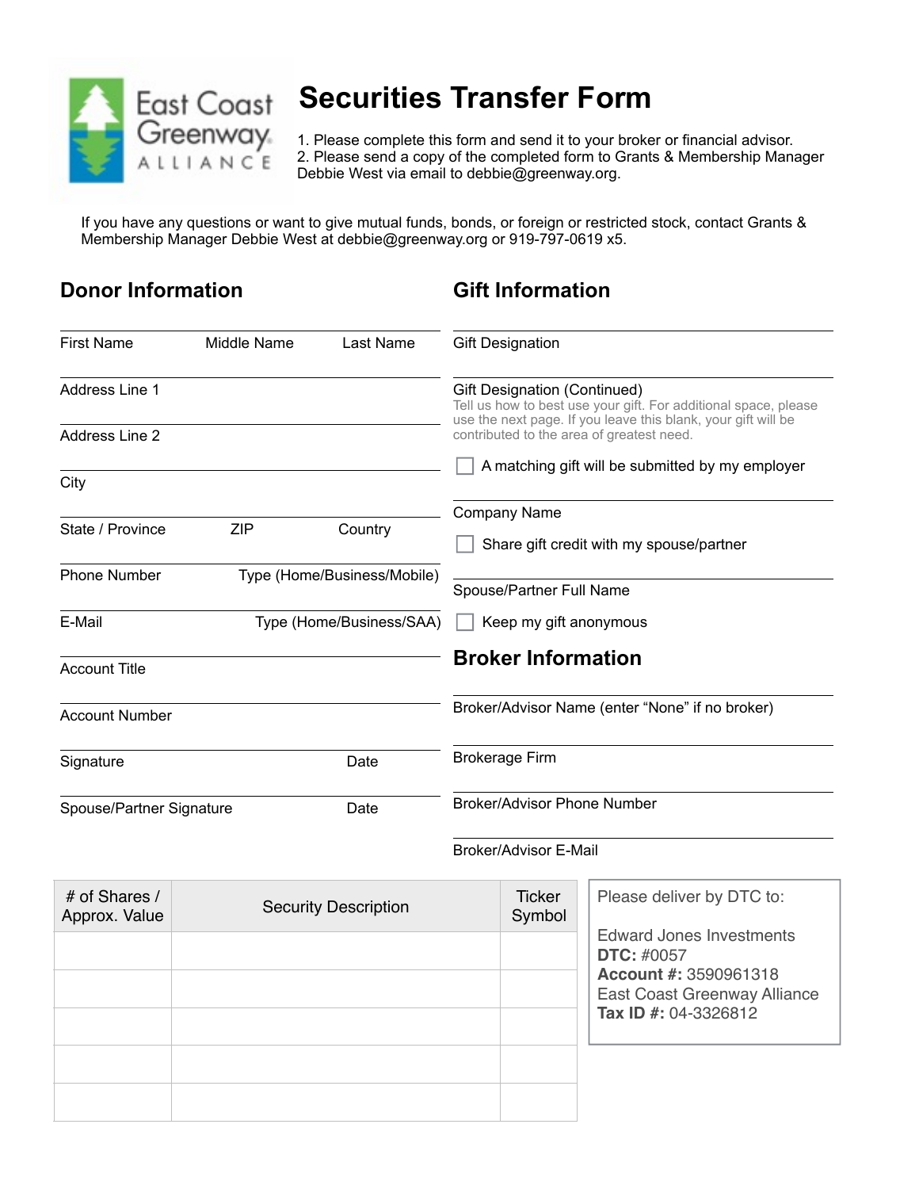East Coast Greenway ALLIANCE

# Securities Transfer Form

1. Please complete this form and send it to your broker or financial advisor.
2. Please send a copy of the completed form to Grants & Membership Manager Debbie West via email to debbie@greenway.org.

If you have any questions or want to give mutual funds, bonds, or foreign or restricted stock, contact Grants & Membership Manager Debbie West at debbie@greenway.org or 919-797-0619 x5.

## Donor Information

First Name | Middle Name | Last Name

Address Line 1

Address Line 2

City

State / Province | ZIP | Country

Phone Number | Type (Home/Business/Mobile)

E-Mail | Type (Home/Business/SAA)

Account Title

Account Number

Signature | Date

Spouse/Partner Signature | Date

## Gift Information

Gift Designation

Gift Designation (Continued)
Tell us how to best use your gift. For additional space, please use the next page. If you leave this blank, your gift will be contributed to the area of greatest need.

☐ A matching gift will be submitted by my employer

Company Name

☐ Share gift credit with my spouse/partner

Spouse/Partner Full Name

☐ Keep my gift anonymous

## Broker Information

Broker/Advisor Name (enter "None" if no broker)

Brokerage Firm

Broker/Advisor Phone Number

Broker/Advisor E-Mail

| # of Shares / Approx. Value | Security Description | Ticker Symbol |
|---|---|---|
| | | |
| | | |
| | | |
| | | |
| | | |

Please deliver by DTC to:

Edward Jones Investments
**DTC:** #0057
**Account #:** 3590961318
East Coast Greenway Alliance
**Tax ID #:** 04-3326812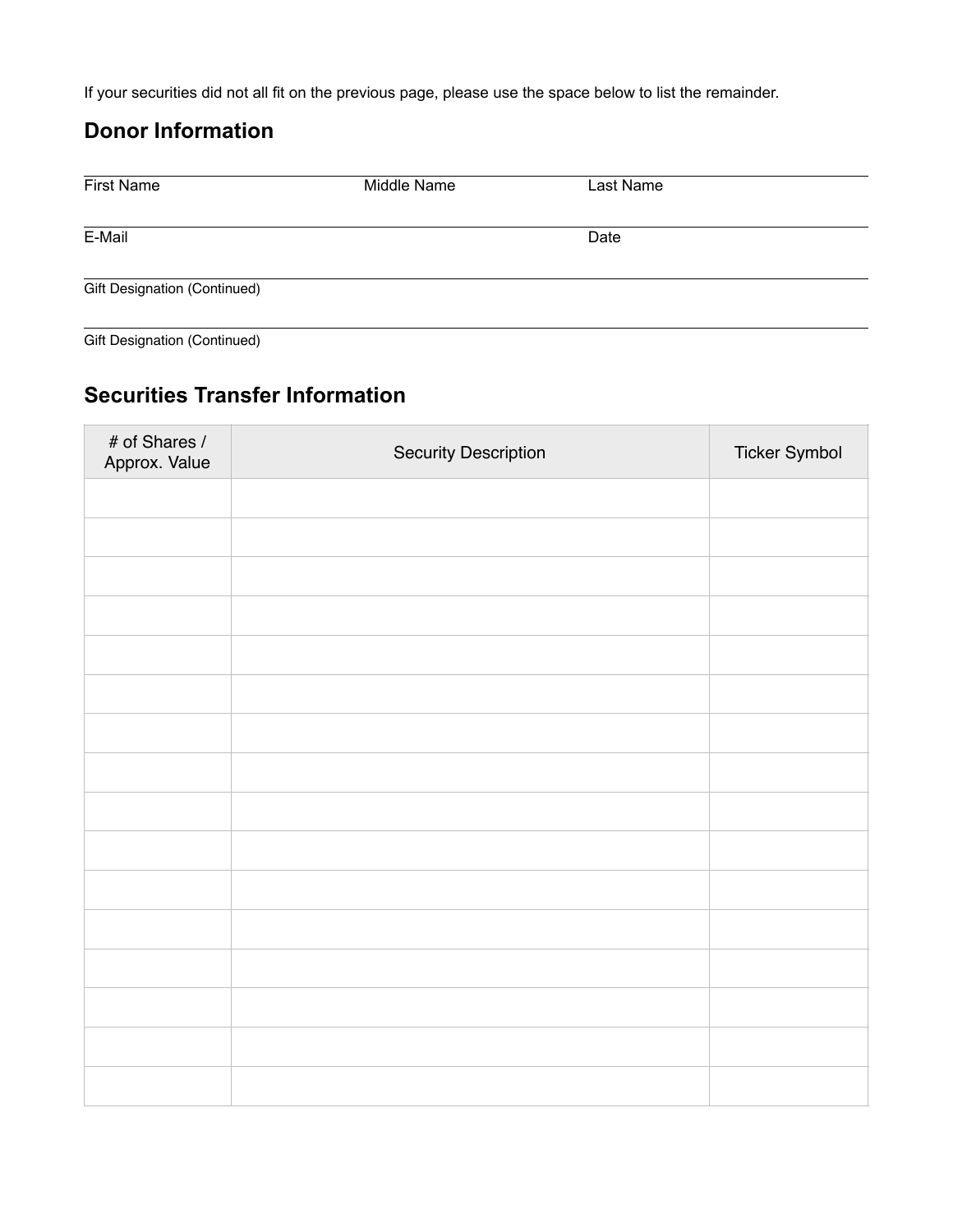If your securities did not all fit on the previous page, please use the space below to list the remainder.

## Donor Information

First Name | Middle Name | Last Name

E-Mail | Date

Gift Designation (Continued)

Gift Designation (Continued)

## Securities Transfer Information

| # of Shares / Approx. Value | Security Description | Ticker Symbol |
|---|---|---|
| | | |
| | | |
| | | |
| | | |
| | | |
| | | |
| | | |
| | | |
| | | |
| | | |
| | | |
| | | |
| | | |
| | | |
| | | |
| | | |